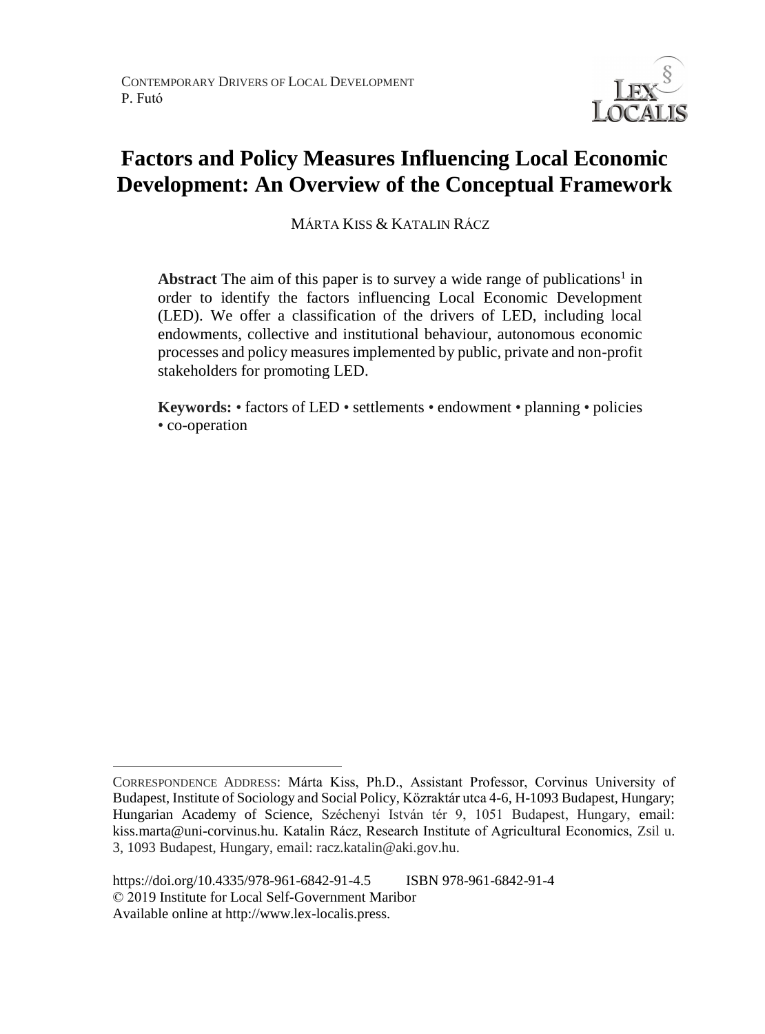# Factors and Policy Measures Influencing Local Economic Development: An Overview of the Conceptual Framework

MÁRTA KISS & KATALIN RÁCZ

**Abstract** The aim of this paper is to survey a wide range of publications[1] in order to identify the factors influencing Local Economic Development (LED). We offer a classification of the drivers of LED, including local endowments, collective and institutional behaviour, autonomous economic processes and policy measures implemented by public, private and non-profit stakeholders for promoting LED.

**Keywords:** • factors of LED • settlements • endowment • planning • policies • co-operation

---

CORRESPONDENCE ADDRESS: Márta Kiss, Ph.D., Assistant Professor, Corvinus University of Budapest, Institute of Sociology and Social Policy, Közraktár utca 4-6, H-1093 Budapest, Hungary; Hungarian Academy of Science, Széchenyi István tér 9, 1051 Budapest, Hungary, email: kiss.marta@uni-corvinus.hu. Katalin Rácz, Research Institute of Agricultural Economics, Zsil u. 3, 1093 Budapest, Hungary, email: racz.katalin@aki.gov.hu.

https://doi.org/10.4335/978-961-6842-91-4.5 ISBN 978-961-6842-91-4
© 2019 Institute for Local Self-Government Maribor
Available online at http://www.lex-localis.press.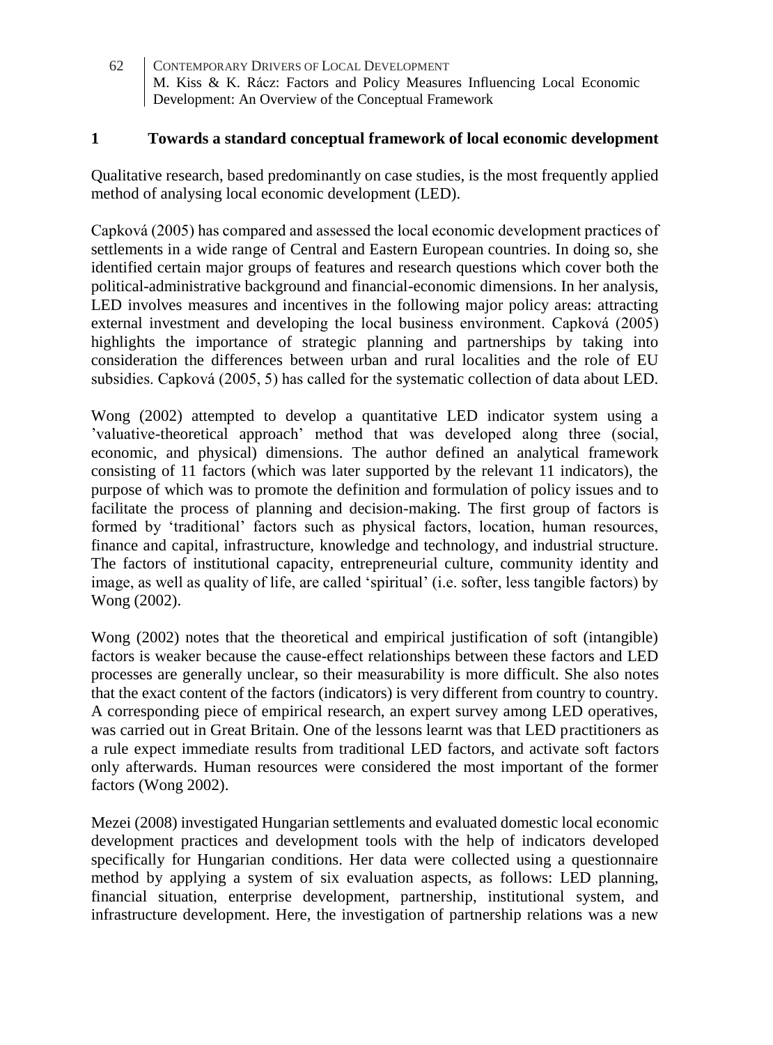## 1 Towards a standard conceptual framework of local economic development

Qualitative research, based predominantly on case studies, is the most frequently applied method of analysing local economic development (LED).

Capková (2005) has compared and assessed the local economic development practices of settlements in a wide range of Central and Eastern European countries. In doing so, she identified certain major groups of features and research questions which cover both the political-administrative background and financial-economic dimensions. In her analysis, LED involves measures and incentives in the following major policy areas: attracting external investment and developing the local business environment. Capková (2005) highlights the importance of strategic planning and partnerships by taking into consideration the differences between urban and rural localities and the role of EU subsidies. Capková (2005, 5) has called for the systematic collection of data about LED.

Wong (2002) attempted to develop a quantitative LED indicator system using a 'valuative-theoretical approach' method that was developed along three (social, economic, and physical) dimensions. The author defined an analytical framework consisting of 11 factors (which was later supported by the relevant 11 indicators), the purpose of which was to promote the definition and formulation of policy issues and to facilitate the process of planning and decision-making. The first group of factors is formed by 'traditional' factors such as physical factors, location, human resources, finance and capital, infrastructure, knowledge and technology, and industrial structure. The factors of institutional capacity, entrepreneurial culture, community identity and image, as well as quality of life, are called 'spiritual' (i.e. softer, less tangible factors) by Wong (2002).

Wong (2002) notes that the theoretical and empirical justification of soft (intangible) factors is weaker because the cause-effect relationships between these factors and LED processes are generally unclear, so their measurability is more difficult. She also notes that the exact content of the factors (indicators) is very different from country to country. A corresponding piece of empirical research, an expert survey among LED operatives, was carried out in Great Britain. One of the lessons learnt was that LED practitioners as a rule expect immediate results from traditional LED factors, and activate soft factors only afterwards. Human resources were considered the most important of the former factors (Wong 2002).

Mezei (2008) investigated Hungarian settlements and evaluated domestic local economic development practices and development tools with the help of indicators developed specifically for Hungarian conditions. Her data were collected using a questionnaire method by applying a system of six evaluation aspects, as follows: LED planning, financial situation, enterprise development, partnership, institutional system, and infrastructure development. Here, the investigation of partnership relations was a new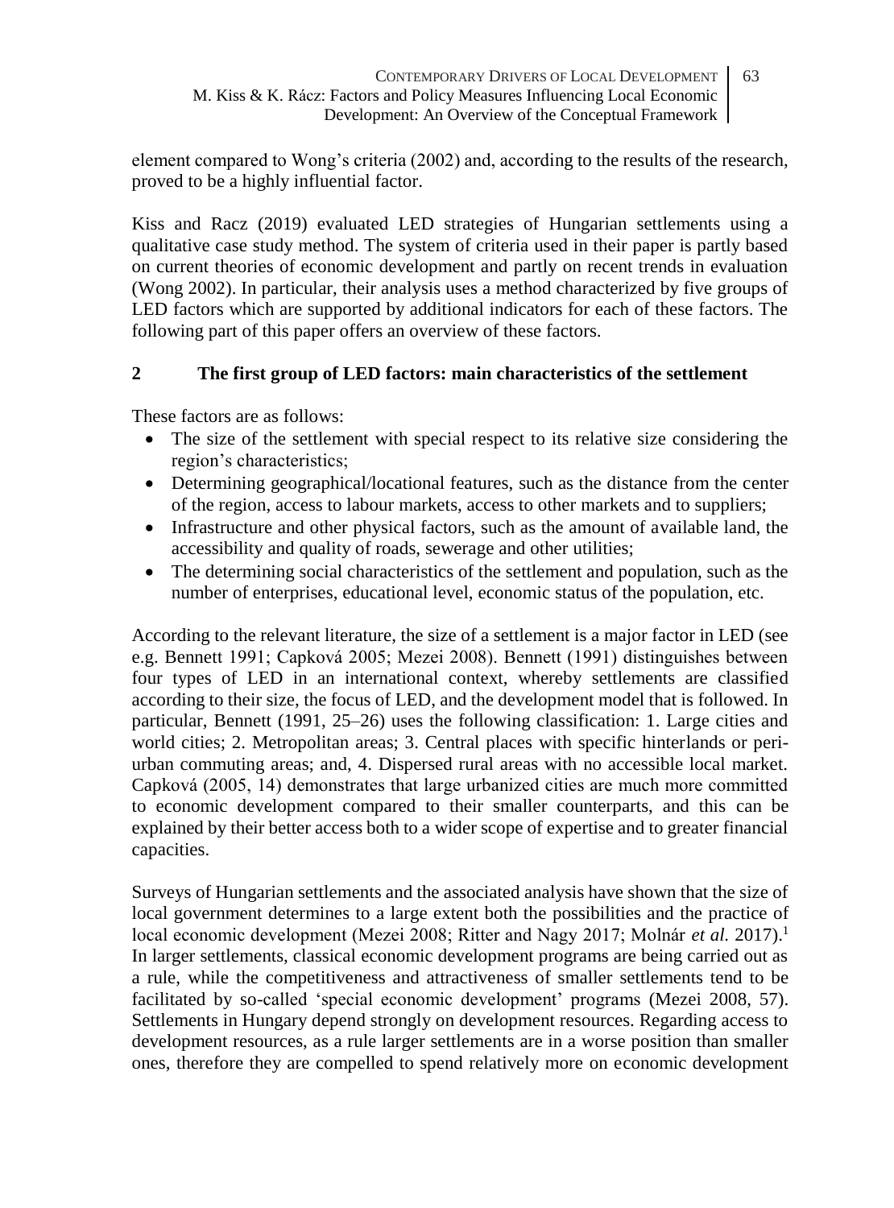element compared to Wong's criteria (2002) and, according to the results of the research, proved to be a highly influential factor.

Kiss and Racz (2019) evaluated LED strategies of Hungarian settlements using a qualitative case study method. The system of criteria used in their paper is partly based on current theories of economic development and partly on recent trends in evaluation (Wong 2002). In particular, their analysis uses a method characterized by five groups of LED factors which are supported by additional indicators for each of these factors. The following part of this paper offers an overview of these factors.

## 2 The first group of LED factors: main characteristics of the settlement

These factors are as follows:

- The size of the settlement with special respect to its relative size considering the region's characteristics;
- Determining geographical/locational features, such as the distance from the center of the region, access to labour markets, access to other markets and to suppliers;
- Infrastructure and other physical factors, such as the amount of available land, the accessibility and quality of roads, sewerage and other utilities;
- The determining social characteristics of the settlement and population, such as the number of enterprises, educational level, economic status of the population, etc.

According to the relevant literature, the size of a settlement is a major factor in LED (see e.g. Bennett 1991; Capková 2005; Mezei 2008). Bennett (1991) distinguishes between four types of LED in an international context, whereby settlements are classified according to their size, the focus of LED, and the development model that is followed. In particular, Bennett (1991, 25–26) uses the following classification: 1. Large cities and world cities; 2. Metropolitan areas; 3. Central places with specific hinterlands or peri-urban commuting areas; and, 4. Dispersed rural areas with no accessible local market. Capková (2005, 14) demonstrates that large urbanized cities are much more committed to economic development compared to their smaller counterparts, and this can be explained by their better access both to a wider scope of expertise and to greater financial capacities.

Surveys of Hungarian settlements and the associated analysis have shown that the size of local government determines to a large extent both the possibilities and the practice of local economic development (Mezei 2008; Ritter and Nagy 2017; Molnár *et al.* 2017).[1] In larger settlements, classical economic development programs are being carried out as a rule, while the competitiveness and attractiveness of smaller settlements tend to be facilitated by so-called 'special economic development' programs (Mezei 2008, 57). Settlements in Hungary depend strongly on development resources. Regarding access to development resources, as a rule larger settlements are in a worse position than smaller ones, therefore they are compelled to spend relatively more on economic development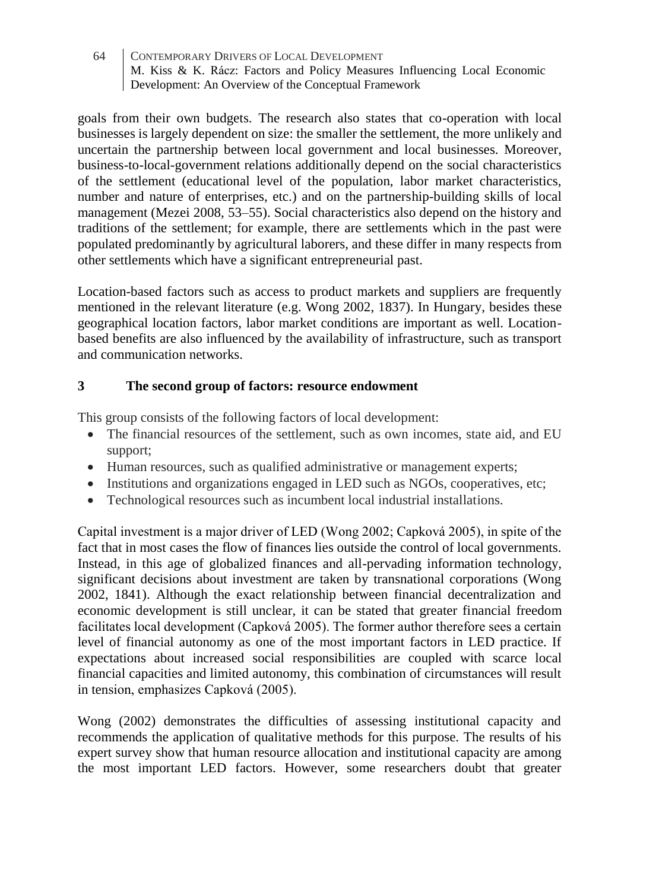goals from their own budgets. The research also states that co-operation with local businesses is largely dependent on size: the smaller the settlement, the more unlikely and uncertain the partnership between local government and local businesses. Moreover, business-to-local-government relations additionally depend on the social characteristics of the settlement (educational level of the population, labor market characteristics, number and nature of enterprises, etc.) and on the partnership-building skills of local management (Mezei 2008, 53–55). Social characteristics also depend on the history and traditions of the settlement; for example, there are settlements which in the past were populated predominantly by agricultural laborers, and these differ in many respects from other settlements which have a significant entrepreneurial past.

Location-based factors such as access to product markets and suppliers are frequently mentioned in the relevant literature (e.g. Wong 2002, 1837). In Hungary, besides these geographical location factors, labor market conditions are important as well. Location-based benefits are also influenced by the availability of infrastructure, such as transport and communication networks.

## 3 The second group of factors: resource endowment

This group consists of the following factors of local development:

- The financial resources of the settlement, such as own incomes, state aid, and EU support;
- Human resources, such as qualified administrative or management experts;
- Institutions and organizations engaged in LED such as NGOs, cooperatives, etc;
- Technological resources such as incumbent local industrial installations.

Capital investment is a major driver of LED (Wong 2002; Capková 2005), in spite of the fact that in most cases the flow of finances lies outside the control of local governments. Instead, in this age of globalized finances and all-pervading information technology, significant decisions about investment are taken by transnational corporations (Wong 2002, 1841). Although the exact relationship between financial decentralization and economic development is still unclear, it can be stated that greater financial freedom facilitates local development (Capková 2005). The former author therefore sees a certain level of financial autonomy as one of the most important factors in LED practice. If expectations about increased social responsibilities are coupled with scarce local financial capacities and limited autonomy, this combination of circumstances will result in tension, emphasizes Capková (2005).

Wong (2002) demonstrates the difficulties of assessing institutional capacity and recommends the application of qualitative methods for this purpose. The results of his expert survey show that human resource allocation and institutional capacity are among the most important LED factors. However, some researchers doubt that greater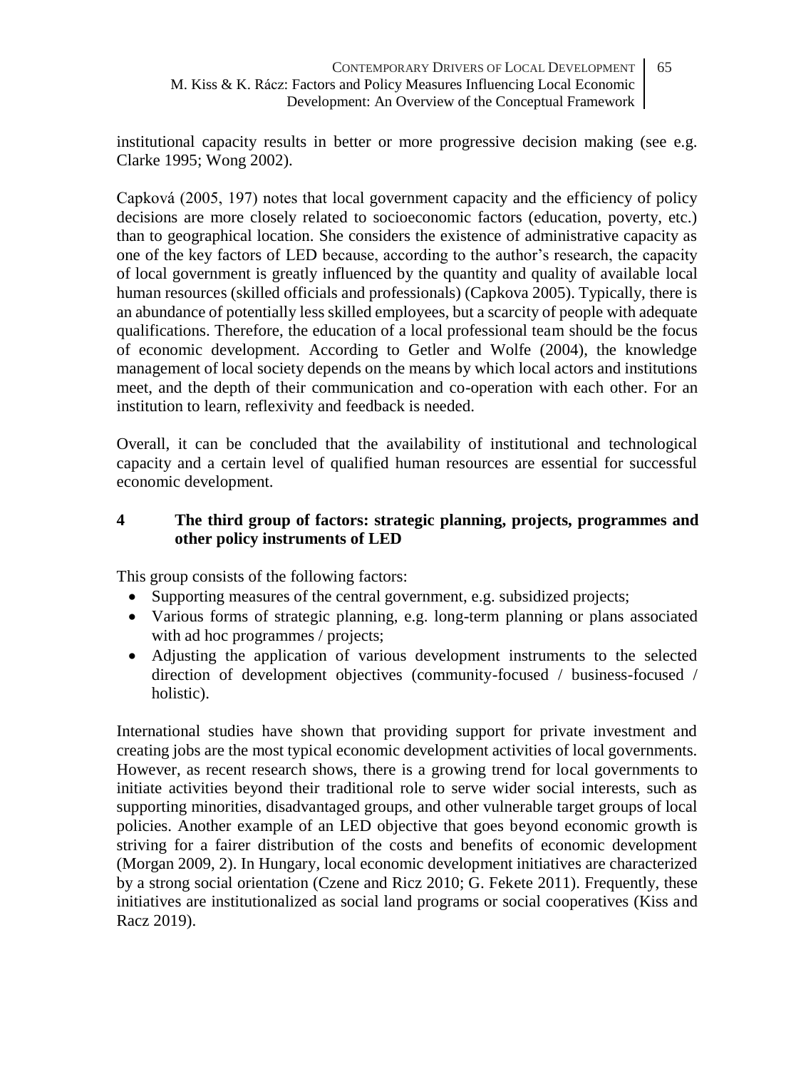institutional capacity results in better or more progressive decision making (see e.g. Clarke 1995; Wong 2002).

Capková (2005, 197) notes that local government capacity and the efficiency of policy decisions are more closely related to socioeconomic factors (education, poverty, etc.) than to geographical location. She considers the existence of administrative capacity as one of the key factors of LED because, according to the author's research, the capacity of local government is greatly influenced by the quantity and quality of available local human resources (skilled officials and professionals) (Capkova 2005). Typically, there is an abundance of potentially less skilled employees, but a scarcity of people with adequate qualifications. Therefore, the education of a local professional team should be the focus of economic development. According to Getler and Wolfe (2004), the knowledge management of local society depends on the means by which local actors and institutions meet, and the depth of their communication and co-operation with each other. For an institution to learn, reflexivity and feedback is needed.

Overall, it can be concluded that the availability of institutional and technological capacity and a certain level of qualified human resources are essential for successful economic development.

## 4 The third group of factors: strategic planning, projects, programmes and other policy instruments of LED

This group consists of the following factors:

- Supporting measures of the central government, e.g. subsidized projects;
- Various forms of strategic planning, e.g. long-term planning or plans associated with ad hoc programmes / projects;
- Adjusting the application of various development instruments to the selected direction of development objectives (community-focused / business-focused / holistic).

International studies have shown that providing support for private investment and creating jobs are the most typical economic development activities of local governments. However, as recent research shows, there is a growing trend for local governments to initiate activities beyond their traditional role to serve wider social interests, such as supporting minorities, disadvantaged groups, and other vulnerable target groups of local policies. Another example of an LED objective that goes beyond economic growth is striving for a fairer distribution of the costs and benefits of economic development (Morgan 2009, 2). In Hungary, local economic development initiatives are characterized by a strong social orientation (Czene and Ricz 2010; G. Fekete 2011). Frequently, these initiatives are institutionalized as social land programs or social cooperatives (Kiss and Racz 2019).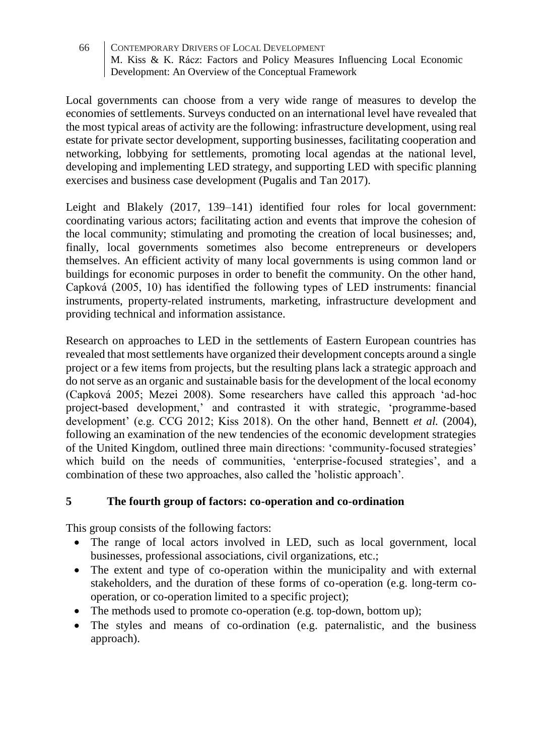Local governments can choose from a very wide range of measures to develop the economies of settlements. Surveys conducted on an international level have revealed that the most typical areas of activity are the following: infrastructure development, using real estate for private sector development, supporting businesses, facilitating cooperation and networking, lobbying for settlements, promoting local agendas at the national level, developing and implementing LED strategy, and supporting LED with specific planning exercises and business case development (Pugalis and Tan 2017).

Leight and Blakely (2017, 139–141) identified four roles for local government: coordinating various actors; facilitating action and events that improve the cohesion of the local community; stimulating and promoting the creation of local businesses; and, finally, local governments sometimes also become entrepreneurs or developers themselves. An efficient activity of many local governments is using common land or buildings for economic purposes in order to benefit the community. On the other hand, Capková (2005, 10) has identified the following types of LED instruments: financial instruments, property-related instruments, marketing, infrastructure development and providing technical and information assistance.

Research on approaches to LED in the settlements of Eastern European countries has revealed that most settlements have organized their development concepts around a single project or a few items from projects, but the resulting plans lack a strategic approach and do not serve as an organic and sustainable basis for the development of the local economy (Capková 2005; Mezei 2008). Some researchers have called this approach 'ad-hoc project-based development,' and contrasted it with strategic, 'programme-based development' (e.g. CCG 2012; Kiss 2018). On the other hand, Bennett *et al.* (2004), following an examination of the new tendencies of the economic development strategies of the United Kingdom, outlined three main directions: 'community-focused strategies' which build on the needs of communities, 'enterprise-focused strategies', and a combination of these two approaches, also called the 'holistic approach'.

## 5 The fourth group of factors: co-operation and co-ordination

This group consists of the following factors:

- The range of local actors involved in LED, such as local government, local businesses, professional associations, civil organizations, etc.;
- The extent and type of co-operation within the municipality and with external stakeholders, and the duration of these forms of co-operation (e.g. long-term co-operation, or co-operation limited to a specific project);
- The methods used to promote co-operation (e.g. top-down, bottom up);
- The styles and means of co-ordination (e.g. paternalistic, and the business approach).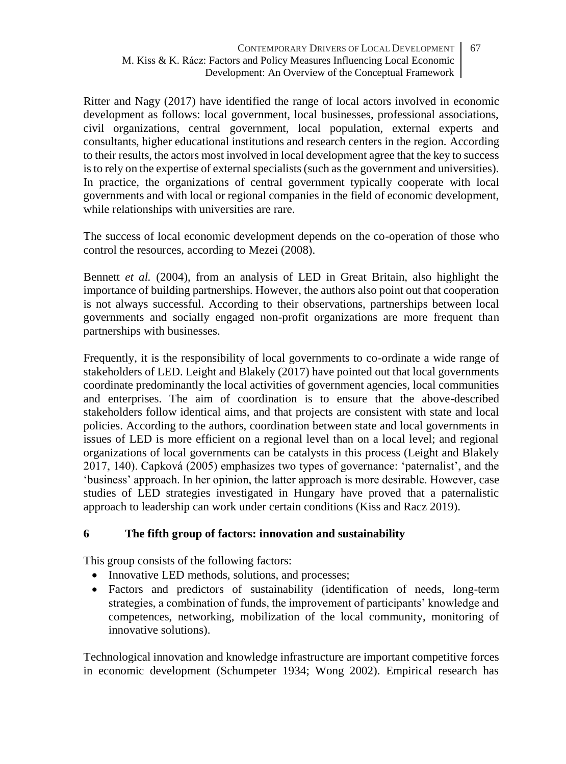Ritter and Nagy (2017) have identified the range of local actors involved in economic development as follows: local government, local businesses, professional associations, civil organizations, central government, local population, external experts and consultants, higher educational institutions and research centers in the region. According to their results, the actors most involved in local development agree that the key to success is to rely on the expertise of external specialists (such as the government and universities). In practice, the organizations of central government typically cooperate with local governments and with local or regional companies in the field of economic development, while relationships with universities are rare.

The success of local economic development depends on the co-operation of those who control the resources, according to Mezei (2008).

Bennett *et al.* (2004), from an analysis of LED in Great Britain, also highlight the importance of building partnerships. However, the authors also point out that cooperation is not always successful. According to their observations, partnerships between local governments and socially engaged non-profit organizations are more frequent than partnerships with businesses.

Frequently, it is the responsibility of local governments to co-ordinate a wide range of stakeholders of LED. Leight and Blakely (2017) have pointed out that local governments coordinate predominantly the local activities of government agencies, local communities and enterprises. The aim of coordination is to ensure that the above-described stakeholders follow identical aims, and that projects are consistent with state and local policies. According to the authors, coordination between state and local governments in issues of LED is more efficient on a regional level than on a local level; and regional organizations of local governments can be catalysts in this process (Leight and Blakely 2017, 140). Capková (2005) emphasizes two types of governance: 'paternalist', and the 'business' approach. In her opinion, the latter approach is more desirable. However, case studies of LED strategies investigated in Hungary have proved that a paternalistic approach to leadership can work under certain conditions (Kiss and Racz 2019).

## 6 The fifth group of factors: innovation and sustainability

This group consists of the following factors:

- Innovative LED methods, solutions, and processes;
- Factors and predictors of sustainability (identification of needs, long-term strategies, a combination of funds, the improvement of participants' knowledge and competences, networking, mobilization of the local community, monitoring of innovative solutions).

Technological innovation and knowledge infrastructure are important competitive forces in economic development (Schumpeter 1934; Wong 2002). Empirical research has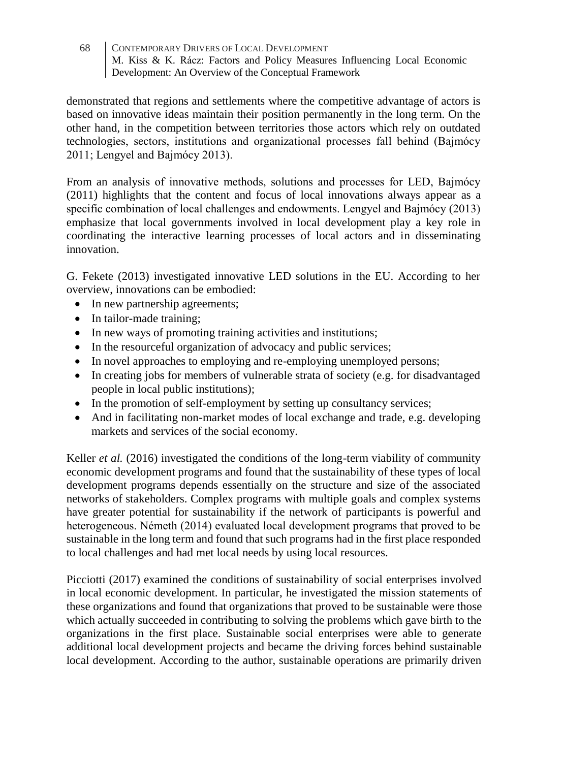demonstrated that regions and settlements where the competitive advantage of actors is based on innovative ideas maintain their position permanently in the long term. On the other hand, in the competition between territories those actors which rely on outdated technologies, sectors, institutions and organizational processes fall behind (Bajmócy 2011; Lengyel and Bajmócy 2013).

From an analysis of innovative methods, solutions and processes for LED, Bajmócy (2011) highlights that the content and focus of local innovations always appear as a specific combination of local challenges and endowments. Lengyel and Bajmócy (2013) emphasize that local governments involved in local development play a key role in coordinating the interactive learning processes of local actors and in disseminating innovation.

G. Fekete (2013) investigated innovative LED solutions in the EU. According to her overview, innovations can be embodied:

- In new partnership agreements;
- In tailor-made training;
- In new ways of promoting training activities and institutions;
- In the resourceful organization of advocacy and public services;
- In novel approaches to employing and re-employing unemployed persons;
- In creating jobs for members of vulnerable strata of society (e.g. for disadvantaged people in local public institutions);
- In the promotion of self-employment by setting up consultancy services;
- And in facilitating non-market modes of local exchange and trade, e.g. developing markets and services of the social economy.

Keller *et al.* (2016) investigated the conditions of the long-term viability of community economic development programs and found that the sustainability of these types of local development programs depends essentially on the structure and size of the associated networks of stakeholders. Complex programs with multiple goals and complex systems have greater potential for sustainability if the network of participants is powerful and heterogeneous. Németh (2014) evaluated local development programs that proved to be sustainable in the long term and found that such programs had in the first place responded to local challenges and had met local needs by using local resources.

Picciotti (2017) examined the conditions of sustainability of social enterprises involved in local economic development. In particular, he investigated the mission statements of these organizations and found that organizations that proved to be sustainable were those which actually succeeded in contributing to solving the problems which gave birth to the organizations in the first place. Sustainable social enterprises were able to generate additional local development projects and became the driving forces behind sustainable local development. According to the author, sustainable operations are primarily driven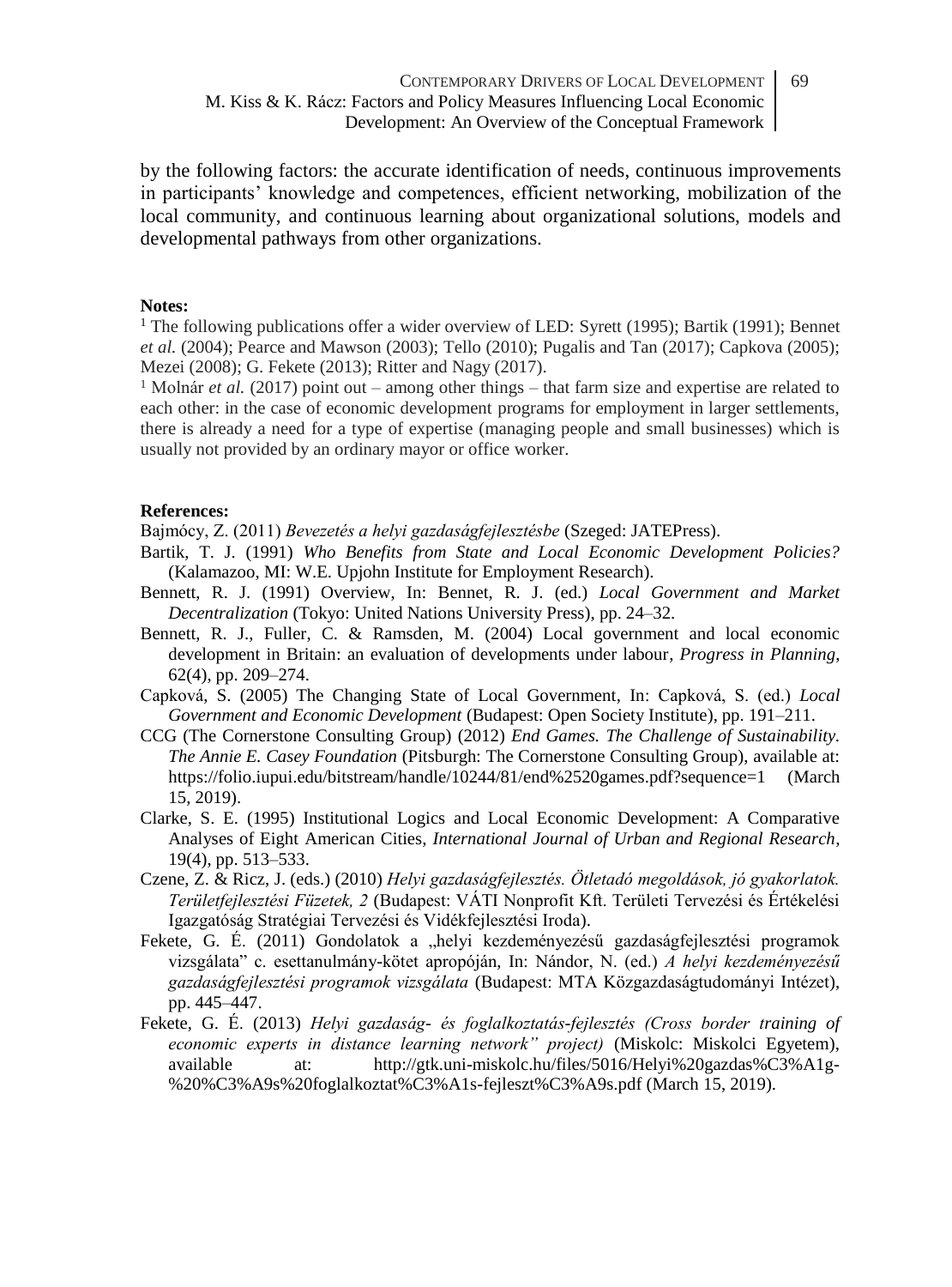by the following factors: the accurate identification of needs, continuous improvements in participants' knowledge and competences, efficient networking, mobilization of the local community, and continuous learning about organizational solutions, models and developmental pathways from other organizations.

**Notes:**

[1] The following publications offer a wider overview of LED: Syrett (1995); Bartik (1991); Bennet *et al.* (2004); Pearce and Mawson (2003); Tello (2010); Pugalis and Tan (2017); Capkova (2005); Mezei (2008); G. Fekete (2013); Ritter and Nagy (2017).

[1] Molnár *et al.* (2017) point out – among other things – that farm size and expertise are related to each other: in the case of economic development programs for employment in larger settlements, there is already a need for a type of expertise (managing people and small businesses) which is usually not provided by an ordinary mayor or office worker.

**References:**

Bajmócy, Z. (2011) *Bevezetés a helyi gazdaságfejlesztésbe* (Szeged: JATEPress).

Bartik, T. J. (1991) *Who Benefits from State and Local Economic Development Policies?* (Kalamazoo, MI: W.E. Upjohn Institute for Employment Research).

Bennett, R. J. (1991) Overview, In: Bennet, R. J. (ed.) *Local Government and Market Decentralization* (Tokyo: United Nations University Press), pp. 24–32.

Bennett, R. J., Fuller, C. & Ramsden, M. (2004) Local government and local economic development in Britain: an evaluation of developments under labour, *Progress in Planning*, 62(4), pp. 209–274.

Capková, S. (2005) The Changing State of Local Government, In: Capková, S. (ed.) *Local Government and Economic Development* (Budapest: Open Society Institute), pp. 191–211.

CCG (The Cornerstone Consulting Group) (2012) *End Games. The Challenge of Sustainability. The Annie E. Casey Foundation* (Pitsburgh: The Cornerstone Consulting Group), available at: https://folio.iupui.edu/bitstream/handle/10244/81/end%2520games.pdf?sequence=1 (March 15, 2019).

Clarke, S. E. (1995) Institutional Logics and Local Economic Development: A Comparative Analyses of Eight American Cities, *International Journal of Urban and Regional Research*, 19(4), pp. 513–533.

Czene, Z. & Ricz, J. (eds.) (2010) *Helyi gazdaságfejlesztés. Ötletadó megoldások, jó gyakorlatok. Területfejlesztési Füzetek, 2* (Budapest: VÁTI Nonprofit Kft. Területi Tervezési és Értékelési Igazgatóság Stratégiai Tervezési és Vidékfejlesztési Iroda).

Fekete, G. É. (2011) Gondolatok a „helyi kezdeményezésű gazdaságfejlesztési programok vizsgálata" c. esettanulmány-kötet apropóján, In: Nándor, N. (ed.) *A helyi kezdeményezésű gazdaságfejlesztési programok vizsgálata* (Budapest: MTA Közgazdaságtudományi Intézet), pp. 445–447.

Fekete, G. É. (2013) *Helyi gazdaság- és foglalkoztatás-fejlesztés (Cross border training of economic experts in distance learning network" project)* (Miskolc: Miskolci Egyetem), available at: http://gtk.uni-miskolc.hu/files/5016/Helyi%20gazdas%C3%A1g-%20%C3%A9s%20foglalkoztat%C3%A1s-fejleszt%C3%A9s.pdf (March 15, 2019).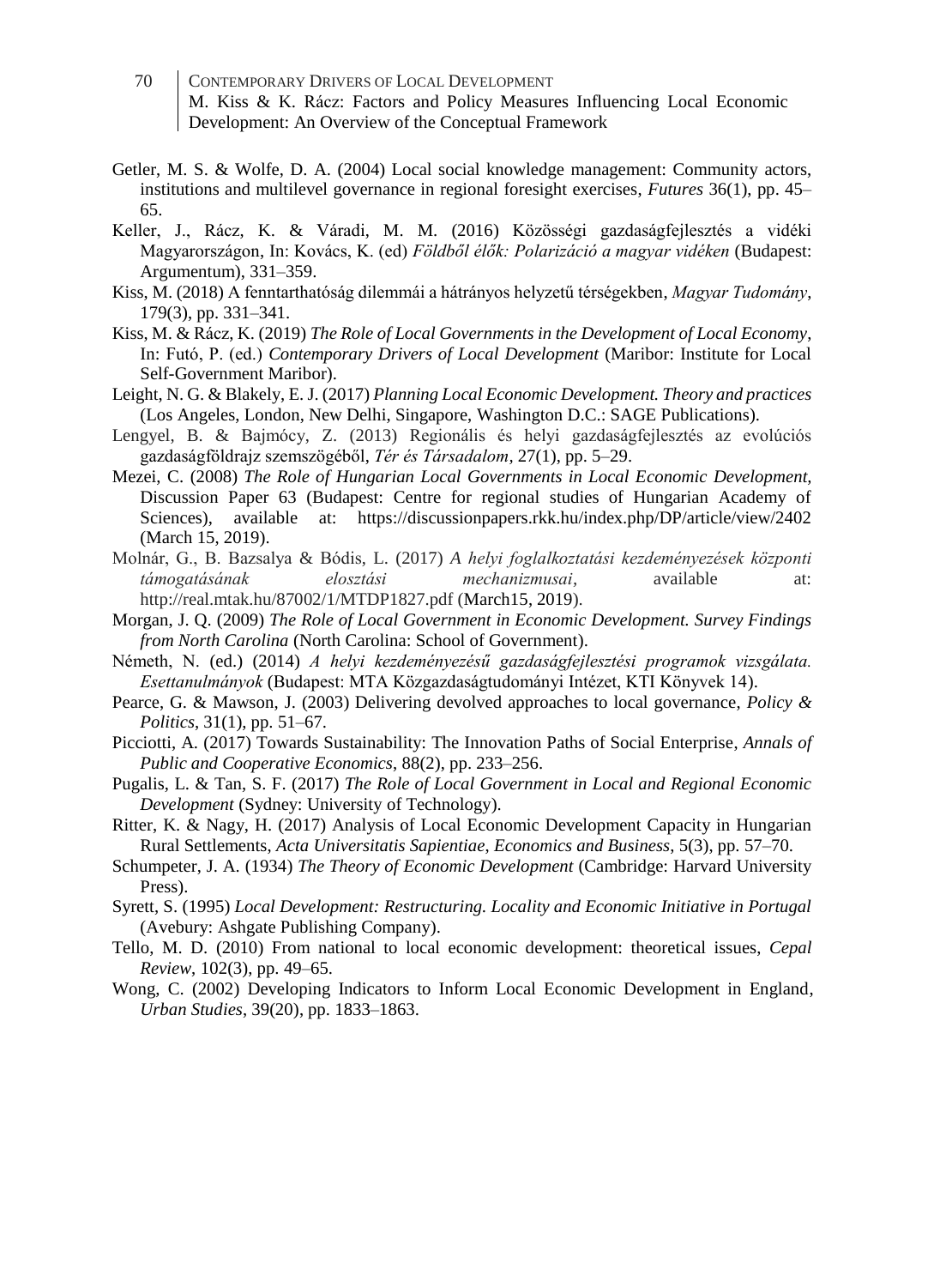Getler, M. S. & Wolfe, D. A. (2004) Local social knowledge management: Community actors, institutions and multilevel governance in regional foresight exercises, *Futures* 36(1), pp. 45–65.

Keller, J., Rácz, K. & Váradi, M. M. (2016) Közösségi gazdaságfejlesztés a vidéki Magyarországon, In: Kovács, K. (ed) *Földből élők: Polarizáció a magyar vidéken* (Budapest: Argumentum), 331–359.

Kiss, M. (2018) A fenntarthatóság dilemmái a hátrányos helyzetű térségekben, *Magyar Tudomány*, 179(3), pp. 331–341.

Kiss, M. & Rácz, K. (2019) *The Role of Local Governments in the Development of Local Economy*, In: Futó, P. (ed.) *Contemporary Drivers of Local Development* (Maribor: Institute for Local Self-Government Maribor).

Leight, N. G. & Blakely, E. J. (2017) *Planning Local Economic Development. Theory and practices* (Los Angeles, London, New Delhi, Singapore, Washington D.C.: SAGE Publications).

Lengyel, B. & Bajmócy, Z. (2013) Regionális és helyi gazdaságfejlesztés az evolúciós gazdaságföldrajz szemszögéből, *Tér és Társadalom*, 27(1), pp. 5–29.

Mezei, C. (2008) *The Role of Hungarian Local Governments in Local Economic Development,* Discussion Paper 63 (Budapest: Centre for regional studies of Hungarian Academy of Sciences), available at: https://discussionpapers.rkk.hu/index.php/DP/article/view/2402 (March 15, 2019).

Molnár, G., B. Bazsalya & Bódis, L. (2017) *A helyi foglalkoztatási kezdeményezések központi támogatásának elosztási mechanizmusai*, available at: http://real.mtak.hu/87002/1/MTDP1827.pdf (March15, 2019).

Morgan, J. Q. (2009) *The Role of Local Government in Economic Development. Survey Findings from North Carolina* (North Carolina: School of Government).

Németh, N. (ed.) (2014) *A helyi kezdeményezésű gazdaságfejlesztési programok vizsgálata. Esettanulmányok* (Budapest: MTA Közgazdaságtudományi Intézet, KTI Könyvek 14).

Pearce, G. & Mawson, J. (2003) Delivering devolved approaches to local governance, *Policy & Politics*, 31(1), pp. 51–67.

Picciotti, A. (2017) Towards Sustainability: The Innovation Paths of Social Enterprise, *Annals of Public and Cooperative Economics*, 88(2), pp. 233–256.

Pugalis, L. & Tan, S. F. (2017) *The Role of Local Government in Local and Regional Economic Development* (Sydney: University of Technology).

Ritter, K. & Nagy, H. (2017) Analysis of Local Economic Development Capacity in Hungarian Rural Settlements, *Acta Universitatis Sapientiae, Economics and Business*, 5(3), pp. 57–70.

Schumpeter, J. A. (1934) *The Theory of Economic Development* (Cambridge: Harvard University Press).

Syrett, S. (1995) *Local Development: Restructuring. Locality and Economic Initiative in Portugal* (Avebury: Ashgate Publishing Company).

Tello, M. D. (2010) From national to local economic development: theoretical issues, *Cepal Review*, 102(3), pp. 49–65.

Wong, C. (2002) Developing Indicators to Inform Local Economic Development in England, *Urban Studies*, 39(20), pp. 1833–1863.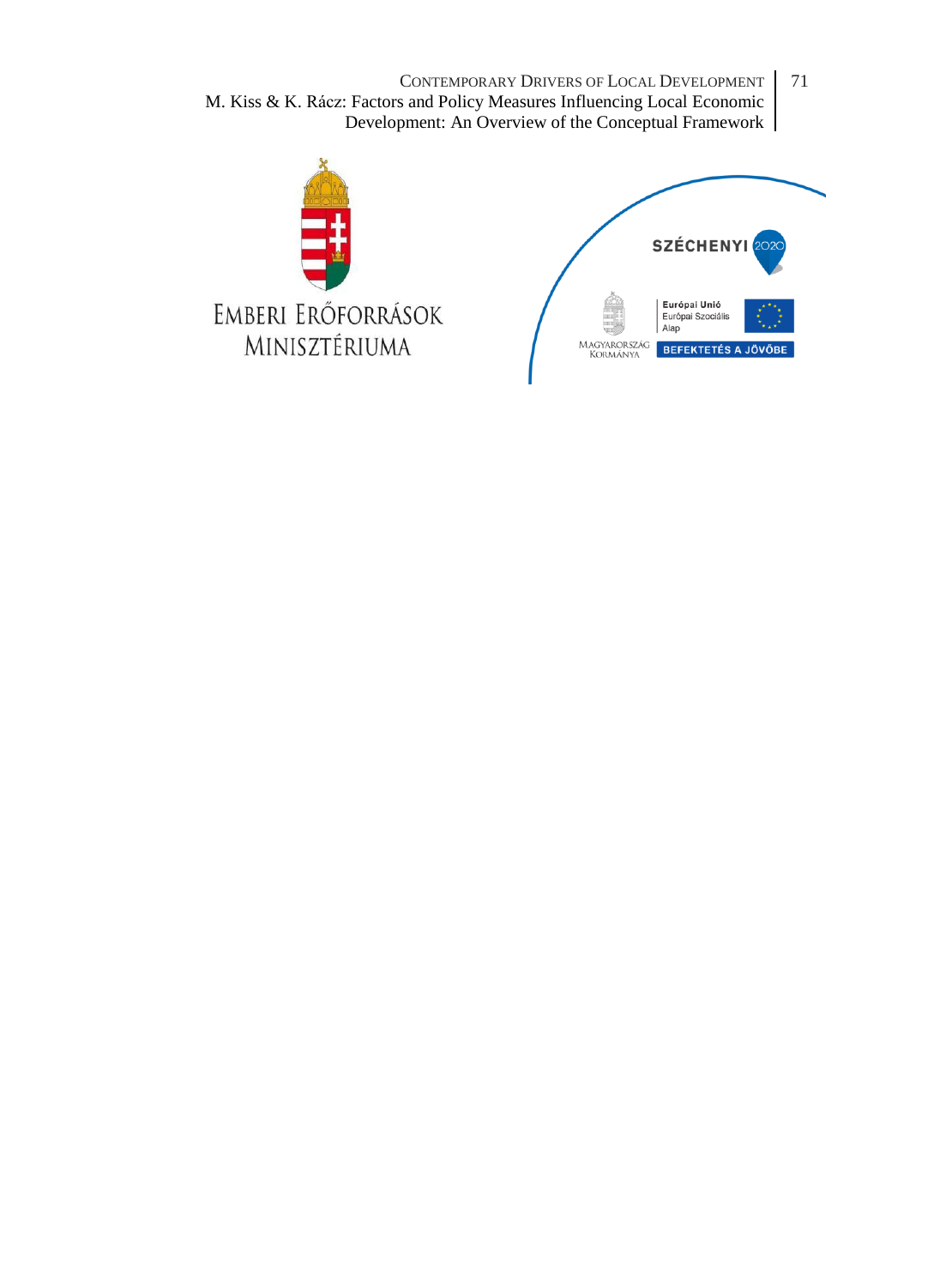EMBERI ERŐFORRÁSOK MINISZTÉRIUMA

SZÉCHENYI 2020

MAGYARORSZÁG KORMÁNYA

Európai Unió
Európai Szociális Alap

BEFEKTETÉS A JÖVŐBE